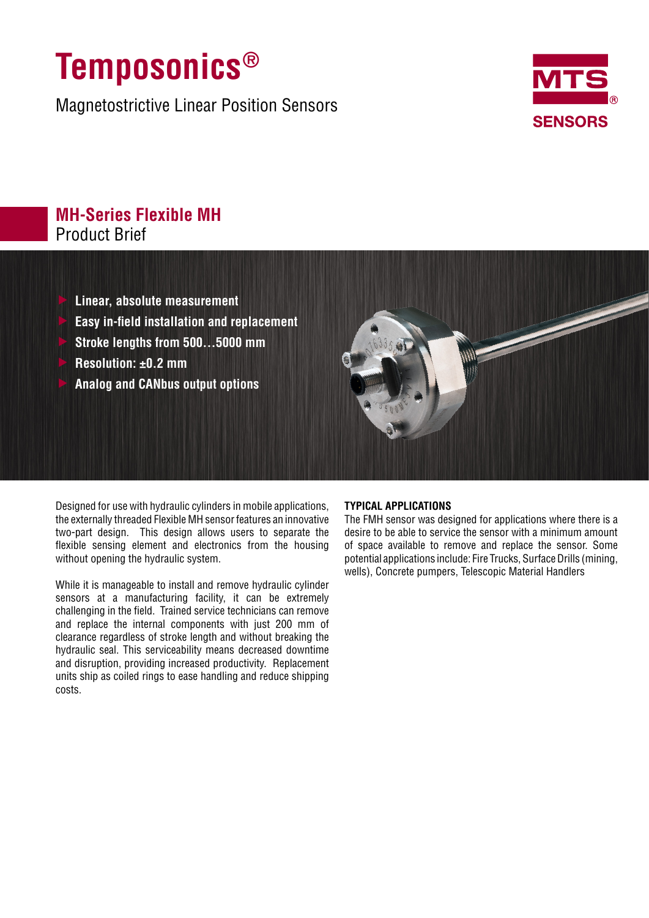# Temposonics®

Magnetostrictive Linear Position Sensors

MTS® SENSORS

## MH-Series Flexible MH

Product Brief

- **Linear, absolute measurement**
- **Easy in-field installation and replacement**
- **Stroke lengths from 500…5000 mm**
- **Resolution: ±0.2 mm**
- **Analog and CANbus output options**

Designed for use with hydraulic cylinders in mobile applications, the externally threaded Flexible MH sensor features an innovative two-part design. This design allows users to separate the flexible sensing element and electronics from the housing without opening the hydraulic system.

While it is manageable to install and remove hydraulic cylinder sensors at a manufacturing facility, it can be extremely challenging in the field. Trained service technicians can remove and replace the internal components with just 200 mm of clearance regardless of stroke length and without breaking the hydraulic seal. This serviceability means decreased downtime and disruption, providing increased productivity. Replacement units ship as coiled rings to ease handling and reduce shipping costs.

### TYPICAL APPLICATIONS

The FMH sensor was designed for applications where there is a desire to be able to service the sensor with a minimum amount of space available to remove and replace the sensor. Some potential applications include: Fire Trucks, Surface Drills (mining, wells), Concrete pumpers, Telescopic Material Handlers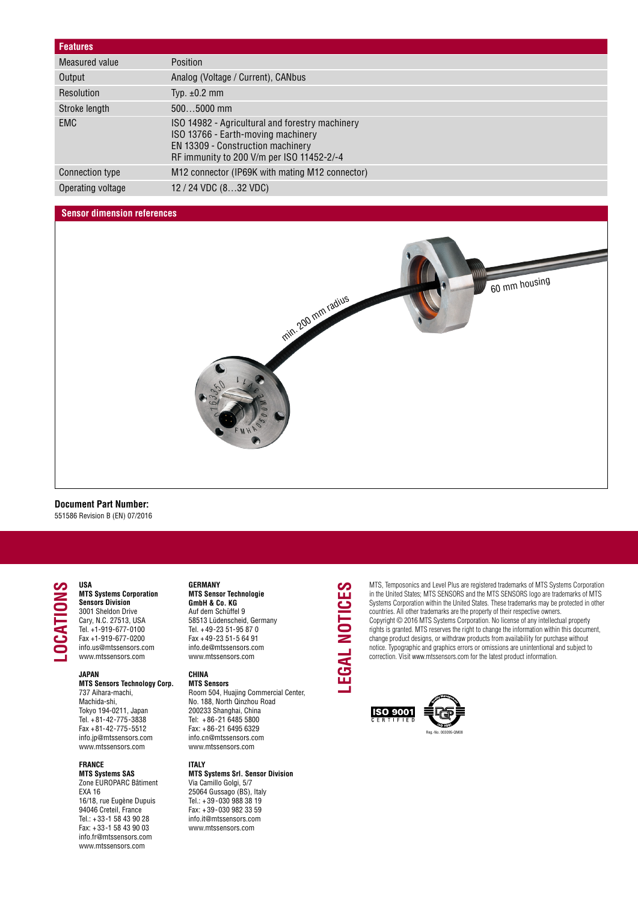## Features

| | |
|---|---|
| Measured value | Position |
| Output | Analog (Voltage / Current), CANbus |
| Resolution | Typ. ±0.2 mm |
| Stroke length | 500…5000 mm |
| EMC | ISO 14982 - Agricultural and forestry machinery<br>ISO 13766 - Earth-moving machinery<br>EN 13309 - Construction machinery<br>RF immunity to 200 V/m per ISO 11452-2/-4 |
| Connection type | M12 connector (IP69K with mating M12 connector) |
| Operating voltage | 12 / 24 VDC (8…32 VDC) |

## Sensor dimension references

min. 200 mm radius

60 mm housing

**Document Part Number:**
551586 Revision B (EN) 07/2016

## LOCATIONS

**USA**
**MTS Systems Corporation**
**Sensors Division**
3001 Sheldon Drive
Cary, N.C. 27513, USA
Tel. +1-919-677-0100
Fax +1-919-677-0200
info.us@mtssensors.com
www.mtssensors.com

**JAPAN**
**MTS Sensors Technology Corp.**
737 Aihara-machi,
Machida-shi,
Tokyo 194-0211, Japan
Tel. +81-42-775-3838
Fax +81-42-775-5512
info.jp@mtssensors.com
www.mtssensors.com

**FRANCE**
**MTS Systems SAS**
Zone EUROPARC Bâtiment
EXA 16
16/18, rue Eugène Dupuis
94046 Creteil, France
Tel.: +33-1 58 43 90 28
Fax: +33-1 58 43 90 03
info.fr@mtssensors.com
www.mtssensors.com

**GERMANY**
**MTS Sensor Technologie**
**GmbH & Co. KG**
Auf dem Schüffel 9
58513 Lüdenscheid, Germany
Tel. +49-23 51-95 87 0
Fax +49-23 51-5 64 91
info.de@mtssensors.com
www.mtssensors.com

**CHINA**
**MTS Sensors**
Room 504, Huajing Commercial Center,
No. 188, North Qinzhou Road
200233 Shanghai, China
Tel: +86-21 6485 5800
Fax: +86-21 6495 6329
info.cn@mtssensors.com
www.mtssensors.com

**ITALY**
**MTS Systems Srl. Sensor Division**
Via Camillo Golgi, 5/7
25064 Gussago (BS), Italy
Tel.: +39-030 988 38 19
Fax: +39-030 982 33 59
info.it@mtssensors.com
www.mtssensors.com

## LEGAL NOTICES

MTS, Temposonics and Level Plus are registered trademarks of MTS Systems Corporation in the United States; MTS SENSORS and the MTS SENSORS logo are trademarks of MTS Systems Corporation within the United States. These trademarks may be protected in other countries. All other trademarks are the property of their respective owners. Copyright © 2016 MTS Systems Corporation. No license of any intellectual property rights is granted. MTS reserves the right to change the information within this document, change product designs, or withdraw products from availability for purchase without notice. Typographic and graphics errors or omissions are unintentional and subject to correction. Visit www.mtssensors.com for the latest product information.

ISO 9001 CERTIFIED

Reg.-No. 003095-QM08